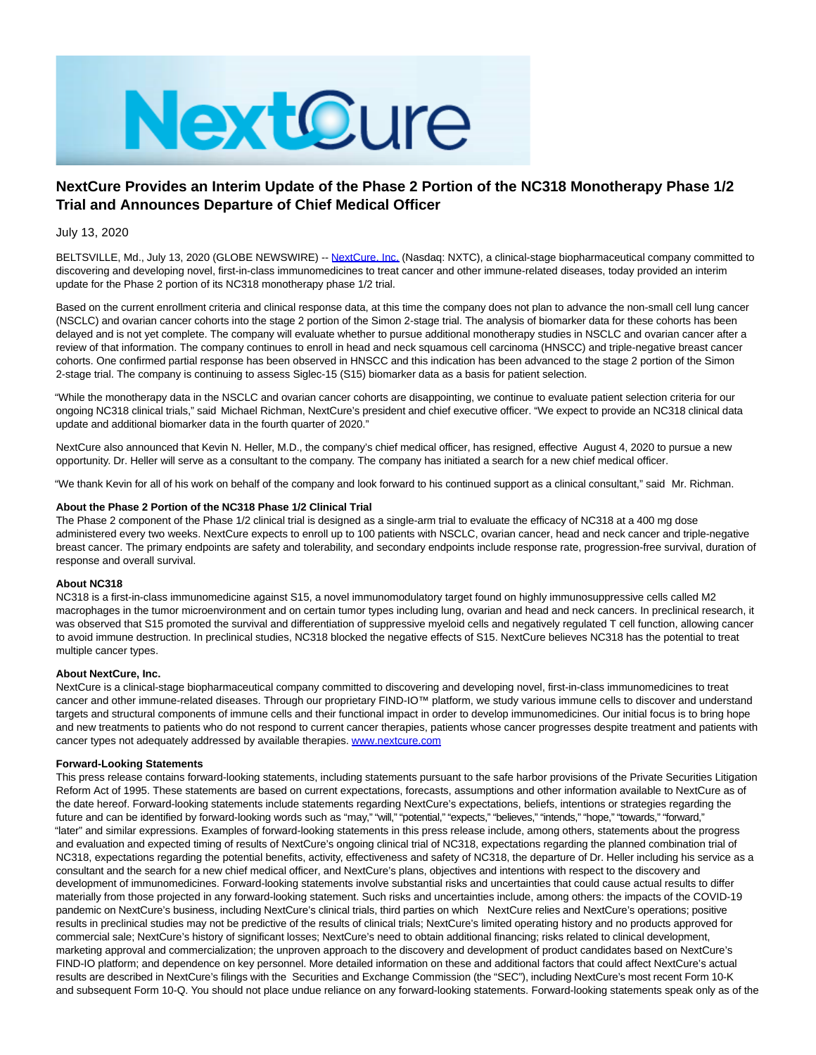# NextCure Provides an Interim Update of the Phase 2 Portion of the NC318 Monotherapy Phase 1/2 Trial and Announces Departure of Chief Medical Officer

July 13, 2020

BELTSVILLE, Md., July 13, 2020 (GLOBE NEWSWIRE) -- NextCure, Inc. (Nasdaq: NXTC), a clinical-stage biopharmaceutical company committed to discovering and developing novel, first-in-class immunomedicines to treat cancer and other immune-related diseases, today provided an interim update for the Phase 2 portion of its NC318 monotherapy phase 1/2 trial.

Based on the current enrollment criteria and clinical response data, at this time the company does not plan to advance the non-small cell lung cancer (NSCLC) and ovarian cancer cohorts into the stage 2 portion of the Simon 2-stage trial. The analysis of biomarker data for these cohorts has been delayed and is not yet complete. The company will evaluate whether to pursue additional monotherapy studies in NSCLC and ovarian cancer after a review of that information. The company continues to enroll in head and neck squamous cell carcinoma (HNSCC) and triple-negative breast cancer cohorts. One confirmed partial response has been observed in HNSCC and this indication has been advanced to the stage 2 portion of the Simon 2-stage trial. The company is continuing to assess Siglec-15 (S15) biomarker data as a basis for patient selection.

"While the monotherapy data in the NSCLC and ovarian cancer cohorts are disappointing, we continue to evaluate patient selection criteria for our ongoing NC318 clinical trials," said Michael Richman, NextCure's president and chief executive officer. "We expect to provide an NC318 clinical data update and additional biomarker data in the fourth quarter of 2020."

NextCure also announced that Kevin N. Heller, M.D., the company's chief medical officer, has resigned, effective August 4, 2020 to pursue a new opportunity. Dr. Heller will serve as a consultant to the company. The company has initiated a search for a new chief medical officer.

"We thank Kevin for all of his work on behalf of the company and look forward to his continued support as a clinical consultant," said Mr. Richman.

**About the Phase 2 Portion of the NC318 Phase 1/2 Clinical Trial**
The Phase 2 component of the Phase 1/2 clinical trial is designed as a single-arm trial to evaluate the efficacy of NC318 at a 400 mg dose administered every two weeks. NextCure expects to enroll up to 100 patients with NSCLC, ovarian cancer, head and neck cancer and triple-negative breast cancer. The primary endpoints are safety and tolerability, and secondary endpoints include response rate, progression-free survival, duration of response and overall survival.

**About NC318**
NC318 is a first-in-class immunomedicine against S15, a novel immunomodulatory target found on highly immunosuppressive cells called M2 macrophages in the tumor microenvironment and on certain tumor types including lung, ovarian and head and neck cancers. In preclinical research, it was observed that S15 promoted the survival and differentiation of suppressive myeloid cells and negatively regulated T cell function, allowing cancer to avoid immune destruction. In preclinical studies, NC318 blocked the negative effects of S15. NextCure believes NC318 has the potential to treat multiple cancer types.

**About NextCure, Inc.**
NextCure is a clinical-stage biopharmaceutical company committed to discovering and developing novel, first-in-class immunomedicines to treat cancer and other immune-related diseases. Through our proprietary FIND-IO™ platform, we study various immune cells to discover and understand targets and structural components of immune cells and their functional impact in order to develop immunomedicines. Our initial focus is to bring hope and new treatments to patients who do not respond to current cancer therapies, patients whose cancer progresses despite treatment and patients with cancer types not adequately addressed by available therapies. www.nextcure.com

**Forward-Looking Statements**
This press release contains forward-looking statements, including statements pursuant to the safe harbor provisions of the Private Securities Litigation Reform Act of 1995. These statements are based on current expectations, forecasts, assumptions and other information available to NextCure as of the date hereof. Forward-looking statements include statements regarding NextCure's expectations, beliefs, intentions or strategies regarding the future and can be identified by forward-looking words such as "may," "will," "potential," "expects," "believes," "intends," "hope," "towards," "forward," "later" and similar expressions. Examples of forward-looking statements in this press release include, among others, statements about the progress and evaluation and expected timing of results of NextCure's ongoing clinical trial of NC318, expectations regarding the planned combination trial of NC318, expectations regarding the potential benefits, activity, effectiveness and safety of NC318, the departure of Dr. Heller including his service as a consultant and the search for a new chief medical officer, and NextCure's plans, objectives and intentions with respect to the discovery and development of immunomedicines. Forward-looking statements involve substantial risks and uncertainties that could cause actual results to differ materially from those projected in any forward-looking statement. Such risks and uncertainties include, among others: the impacts of the COVID-19 pandemic on NextCure's business, including NextCure's clinical trials, third parties on which NextCure relies and NextCure's operations; positive results in preclinical studies may not be predictive of the results of clinical trials; NextCure's limited operating history and no products approved for commercial sale; NextCure's history of significant losses; NextCure's need to obtain additional financing; risks related to clinical development, marketing approval and commercialization; the unproven approach to the discovery and development of product candidates based on NextCure's FIND-IO platform; and dependence on key personnel. More detailed information on these and additional factors that could affect NextCure's actual results are described in NextCure's filings with the Securities and Exchange Commission (the "SEC"), including NextCure's most recent Form 10-K and subsequent Form 10-Q. You should not place undue reliance on any forward-looking statements. Forward-looking statements speak only as of the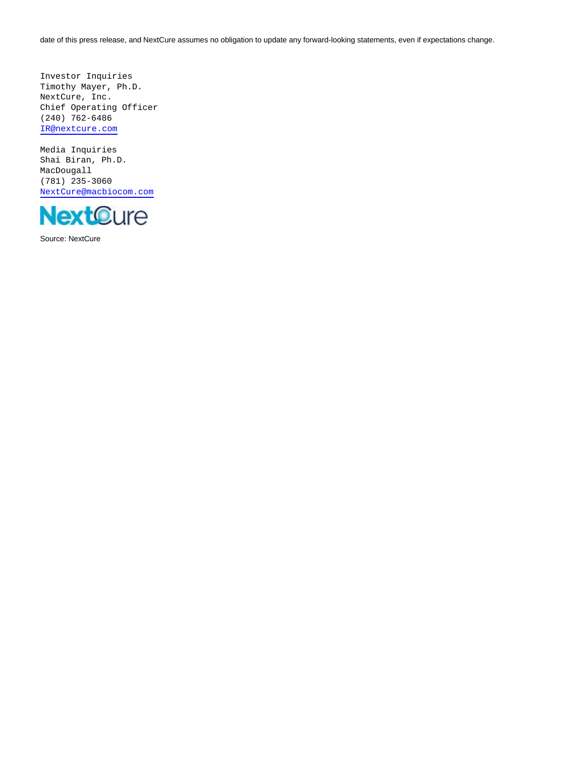date of this press release, and NextCure assumes no obligation to update any forward-looking statements, even if expectations change.

Investor Inquiries
Timothy Mayer, Ph.D.
NextCure, Inc.
Chief Operating Officer
(240) 762-6486
IR@nextcure.com

Media Inquiries
Shai Biran, Ph.D.
MacDougall
(781) 235-3060
NextCure@macbiocom.com

Source: NextCure